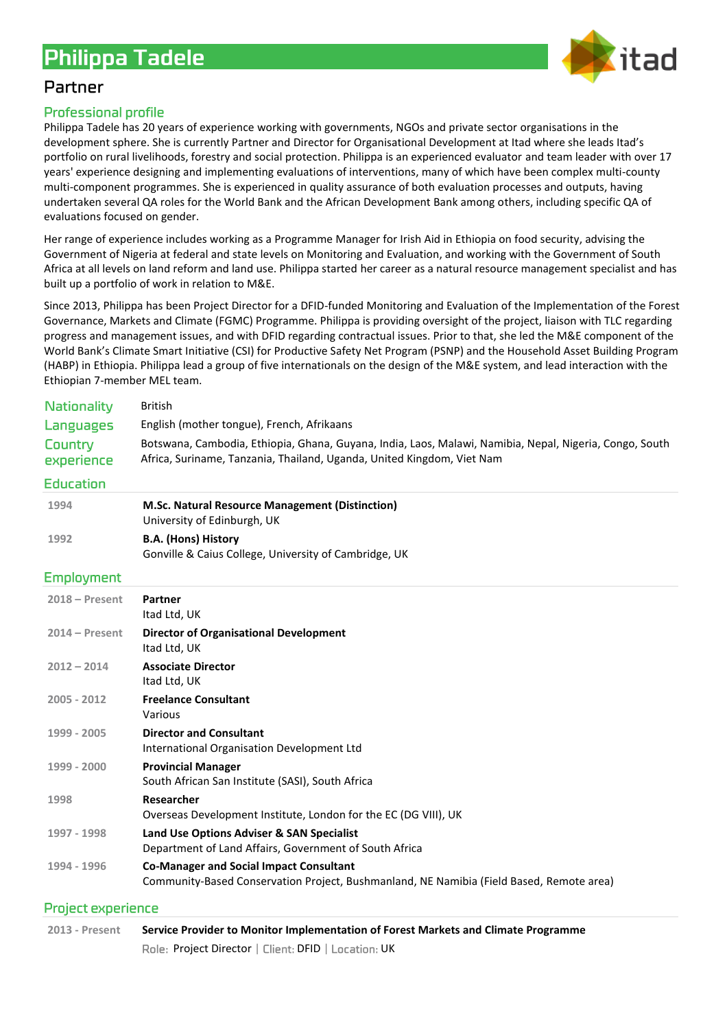# Philippa Tadele

## Partner

### Professional profile

Philippa Tadele has 20 years of experience working with governments, NGOs and private sector organisations in the development sphere. She is currently Partner and Director for Organisational Development at Itad where she leads Itad's portfolio on rural livelihoods, forestry and social protection. Philippa is an experienced evaluator and team leader with over 17 years' experience designing and implementing evaluations of interventions, many of which have been complex multi-county multi-component programmes. She is experienced in quality assurance of both evaluation processes and outputs, having undertaken several QA roles for the World Bank and the African Development Bank among others, including specific QA of evaluations focused on gender.

Her range of experience includes working as a Programme Manager for Irish Aid in Ethiopia on food security, advising the Government of Nigeria at federal and state levels on Monitoring and Evaluation, and working with the Government of South Africa at all levels on land reform and land use. Philippa started her career as a natural resource management specialist and has built up a portfolio of work in relation to M&E.

Since 2013, Philippa has been Project Director for a DFID-funded Monitoring and Evaluation of the Implementation of the Forest Governance, Markets and Climate (FGMC) Programme. Philippa is providing oversight of the project, liaison with TLC regarding progress and management issues, and with DFID regarding contractual issues. Prior to that, she led the M&E component of the World Bank's Climate Smart Initiative (CSI) for Productive Safety Net Program (PSNP) and the Household Asset Building Program (HABP) in Ethiopia. Philippa lead a group of five internationals on the design of the M&E system, and lead interaction with the Ethiopian 7-member MEL team.

| | |
|---|---|
| **Nationality** | British |
| **Languages** | English (mother tongue), French, Afrikaans |
| **Country experience** | Botswana, Cambodia, Ethiopia, Ghana, Guyana, India, Laos, Malawi, Namibia, Nepal, Nigeria, Congo, South Africa, Suriname, Tanzania, Thailand, Uganda, United Kingdom, Viet Nam |

### Education

| | |
|---|---|
| 1994 | **M.Sc. Natural Resource Management (Distinction)**<br>University of Edinburgh, UK |
| 1992 | **B.A. (Hons) History**<br>Gonville & Caius College, University of Cambridge, UK |

### Employment

| | |
|---|---|
| 2018 – Present | **Partner**<br>Itad Ltd, UK |
| 2014 – Present | **Director of Organisational Development**<br>Itad Ltd, UK |
| 2012 – 2014 | **Associate Director**<br>Itad Ltd, UK |
| 2005 - 2012 | **Freelance Consultant**<br>Various |
| 1999 - 2005 | **Director and Consultant**<br>International Organisation Development Ltd |
| 1999 - 2000 | **Provincial Manager**<br>South African San Institute (SASI), South Africa |
| 1998 | **Researcher**<br>Overseas Development Institute, London for the EC (DG VIII), UK |
| 1997 - 1998 | **Land Use Options Adviser & SAN Specialist**<br>Department of Land Affairs, Government of South Africa |
| 1994 - 1996 | **Co-Manager and Social Impact Consultant**<br>Community-Based Conservation Project, Bushmanland, NE Namibia (Field Based, Remote area) |

### Project experience

| | |
|---|---|
| 2013 - Present | **Service Provider to Monitor Implementation of Forest Markets and Climate Programme**<br>Role: Project Director \| Client: DFID \| Location: UK |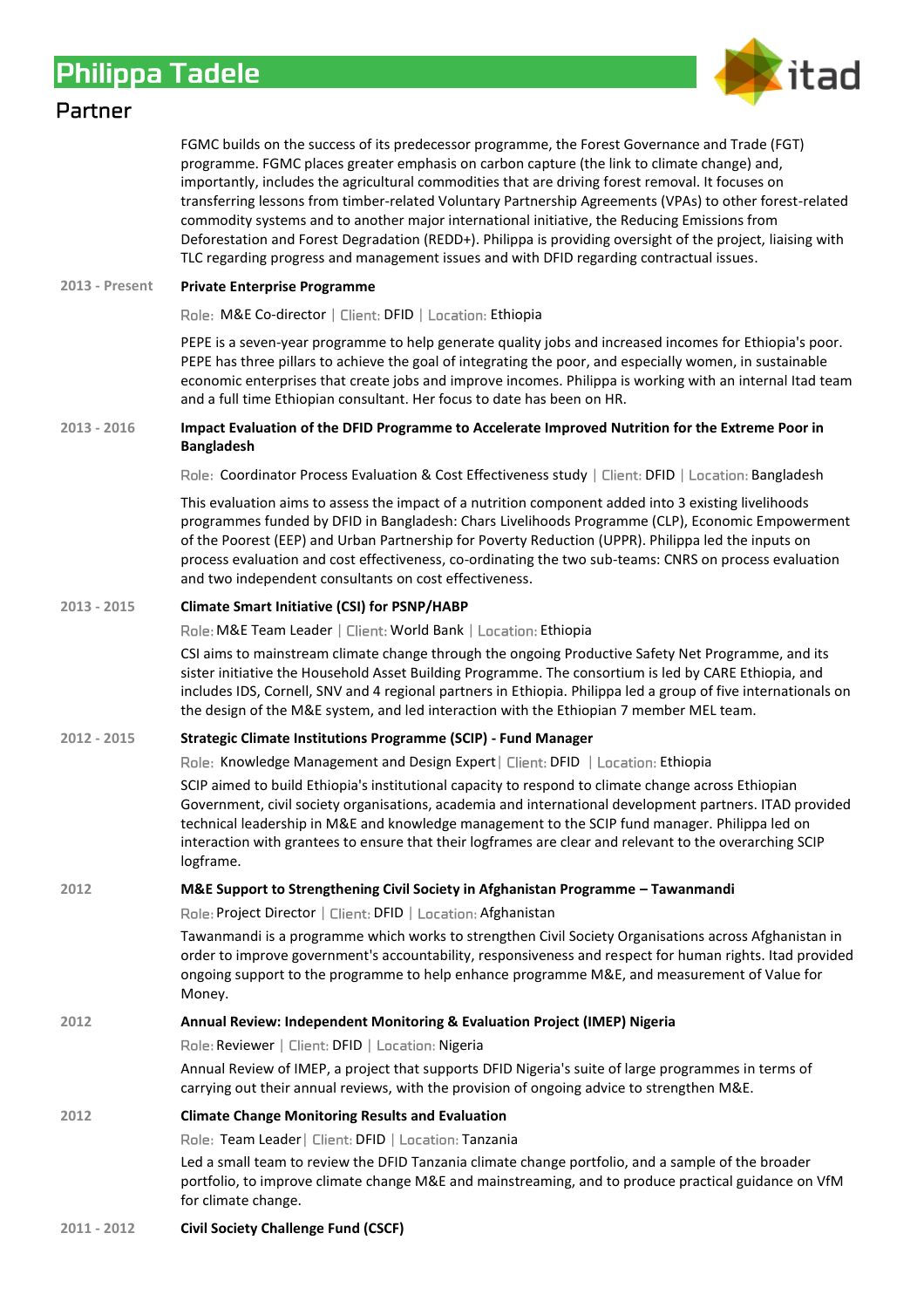FGMC builds on the success of its predecessor programme, the Forest Governance and Trade (FGT) programme. FGMC places greater emphasis on carbon capture (the link to climate change) and, importantly, includes the agricultural commodities that are driving forest removal. It focuses on transferring lessons from timber-related Voluntary Partnership Agreements (VPAs) to other forest-related commodity systems and to another major international initiative, the Reducing Emissions from Deforestation and Forest Degradation (REDD+). Philippa is providing oversight of the project, liaising with TLC regarding progress and management issues and with DFID regarding contractual issues.

**2013 - Present** — **Private Enterprise Programme**

Role: M&E Co-director | Client: DFID | Location: Ethiopia

PEPE is a seven-year programme to help generate quality jobs and increased incomes for Ethiopia's poor. PEPE has three pillars to achieve the goal of integrating the poor, and especially women, in sustainable economic enterprises that create jobs and improve incomes. Philippa is working with an internal Itad team and a full time Ethiopian consultant. Her focus to date has been on HR.

**2013 - 2016** — **Impact Evaluation of the DFID Programme to Accelerate Improved Nutrition for the Extreme Poor in Bangladesh**

Role: Coordinator Process Evaluation & Cost Effectiveness study | Client: DFID | Location: Bangladesh

This evaluation aims to assess the impact of a nutrition component added into 3 existing livelihoods programmes funded by DFID in Bangladesh: Chars Livelihoods Programme (CLP), Economic Empowerment of the Poorest (EEP) and Urban Partnership for Poverty Reduction (UPPR). Philippa led the inputs on process evaluation and cost effectiveness, co-ordinating the two sub-teams: CNRS on process evaluation and two independent consultants on cost effectiveness.

**2013 - 2015** — **Climate Smart Initiative (CSI) for PSNP/HABP**

Role: M&E Team Leader | Client: World Bank | Location: Ethiopia

CSI aims to mainstream climate change through the ongoing Productive Safety Net Programme, and its sister initiative the Household Asset Building Programme. The consortium is led by CARE Ethiopia, and includes IDS, Cornell, SNV and 4 regional partners in Ethiopia. Philippa led a group of five internationals on the design of the M&E system, and led interaction with the Ethiopian 7 member MEL team.

**2012 - 2015** — **Strategic Climate Institutions Programme (SCIP) - Fund Manager**

Role: Knowledge Management and Design Expert | Client: DFID | Location: Ethiopia

SCIP aimed to build Ethiopia's institutional capacity to respond to climate change across Ethiopian Government, civil society organisations, academia and international development partners. ITAD provided technical leadership in M&E and knowledge management to the SCIP fund manager. Philippa led on interaction with grantees to ensure that their logframes are clear and relevant to the overarching SCIP logframe.

**2012** — **M&E Support to Strengthening Civil Society in Afghanistan Programme – Tawanmandi**

Role: Project Director | Client: DFID | Location: Afghanistan

Tawanmandi is a programme which works to strengthen Civil Society Organisations across Afghanistan in order to improve government's accountability, responsiveness and respect for human rights. Itad provided ongoing support to the programme to help enhance programme M&E, and measurement of Value for Money.

**2012** — **Annual Review: Independent Monitoring & Evaluation Project (IMEP) Nigeria**

Role: Reviewer | Client: DFID | Location: Nigeria

Annual Review of IMEP, a project that supports DFID Nigeria's suite of large programmes in terms of carrying out their annual reviews, with the provision of ongoing advice to strengthen M&E.

**2012** — **Climate Change Monitoring Results and Evaluation**

Role: Team Leader | Client: DFID | Location: Tanzania

Led a small team to review the DFID Tanzania climate change portfolio, and a sample of the broader portfolio, to improve climate change M&E and mainstreaming, and to produce practical guidance on VfM for climate change.

**2011 - 2012** — **Civil Society Challenge Fund (CSCF)**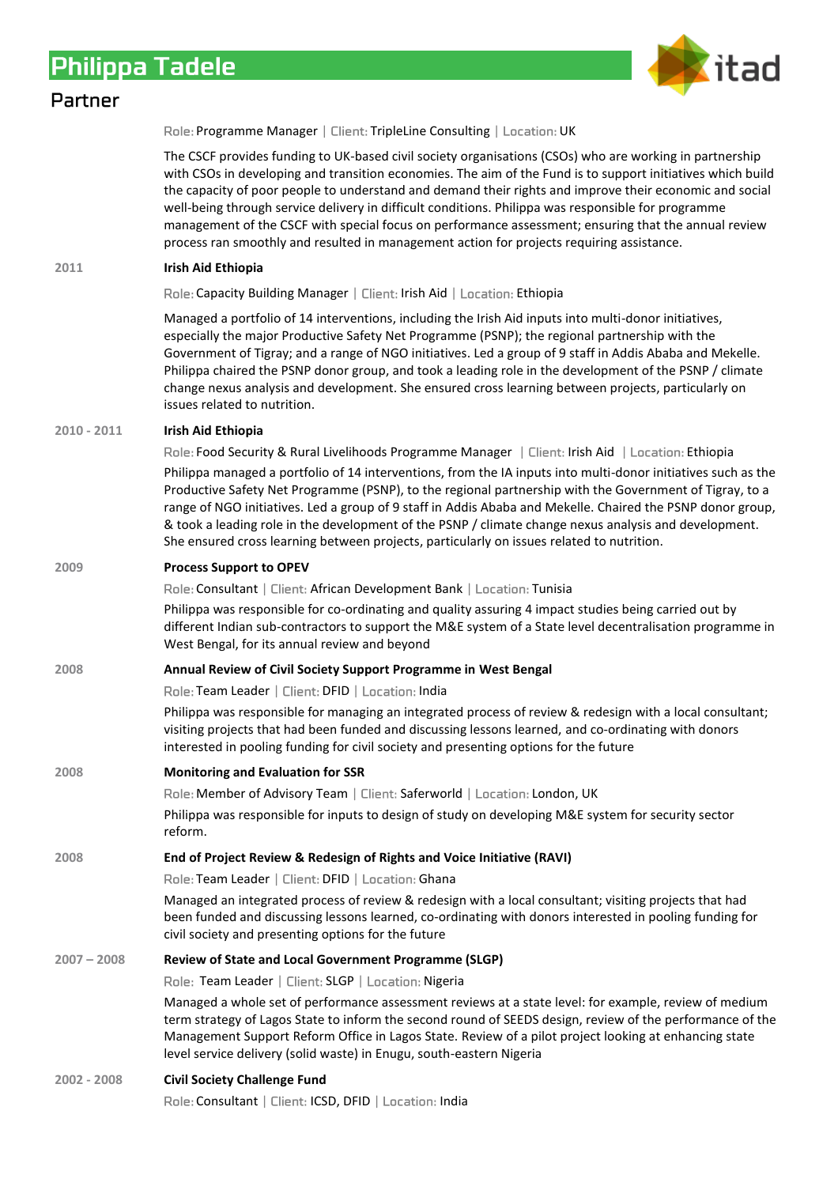# Philippa Tadele

## Partner

Role: Programme Manager | Client: TripleLine Consulting | Location: UK

The CSCF provides funding to UK-based civil society organisations (CSOs) who are working in partnership with CSOs in developing and transition economies. The aim of the Fund is to support initiatives which build the capacity of poor people to understand and demand their rights and improve their economic and social well-being through service delivery in difficult conditions. Philippa was responsible for programme management of the CSCF with special focus on performance assessment; ensuring that the annual review process ran smoothly and resulted in management action for projects requiring assistance.

2011

**Irish Aid Ethiopia**

Role: Capacity Building Manager | Client: Irish Aid | Location: Ethiopia

Managed a portfolio of 14 interventions, including the Irish Aid inputs into multi-donor initiatives, especially the major Productive Safety Net Programme (PSNP); the regional partnership with the Government of Tigray; and a range of NGO initiatives. Led a group of 9 staff in Addis Ababa and Mekelle. Philippa chaired the PSNP donor group, and took a leading role in the development of the PSNP / climate change nexus analysis and development. She ensured cross learning between projects, particularly on issues related to nutrition.

2010 - 2011

**Irish Aid Ethiopia**

Role: Food Security & Rural Livelihoods Programme Manager | Client: Irish Aid | Location: Ethiopia

Philippa managed a portfolio of 14 interventions, from the IA inputs into multi-donor initiatives such as the Productive Safety Net Programme (PSNP), to the regional partnership with the Government of Tigray, to a range of NGO initiatives. Led a group of 9 staff in Addis Ababa and Mekelle. Chaired the PSNP donor group, & took a leading role in the development of the PSNP / climate change nexus analysis and development. She ensured cross learning between projects, particularly on issues related to nutrition.

2009

**Process Support to OPEV**

Role: Consultant | Client: African Development Bank | Location: Tunisia

Philippa was responsible for co-ordinating and quality assuring 4 impact studies being carried out by different Indian sub-contractors to support the M&E system of a State level decentralisation programme in West Bengal, for its annual review and beyond

2008

**Annual Review of Civil Society Support Programme in West Bengal**

Role: Team Leader | Client: DFID | Location: India

Philippa was responsible for managing an integrated process of review & redesign with a local consultant; visiting projects that had been funded and discussing lessons learned, and co-ordinating with donors interested in pooling funding for civil society and presenting options for the future

2008

**Monitoring and Evaluation for SSR**

Role: Member of Advisory Team | Client: Saferworld | Location: London, UK

Philippa was responsible for inputs to design of study on developing M&E system for security sector reform.

2008

**End of Project Review & Redesign of Rights and Voice Initiative (RAVI)**

Role: Team Leader | Client: DFID | Location: Ghana

Managed an integrated process of review & redesign with a local consultant; visiting projects that had been funded and discussing lessons learned, co-ordinating with donors interested in pooling funding for civil society and presenting options for the future

2007 – 2008

**Review of State and Local Government Programme (SLGP)**

Role: Team Leader | Client: SLGP | Location: Nigeria

Managed a whole set of performance assessment reviews at a state level: for example, review of medium term strategy of Lagos State to inform the second round of SEEDS design, review of the performance of the Management Support Reform Office in Lagos State. Review of a pilot project looking at enhancing state level service delivery (solid waste) in Enugu, south-eastern Nigeria

2002 - 2008

**Civil Society Challenge Fund**

Role: Consultant | Client: ICSD, DFID | Location: India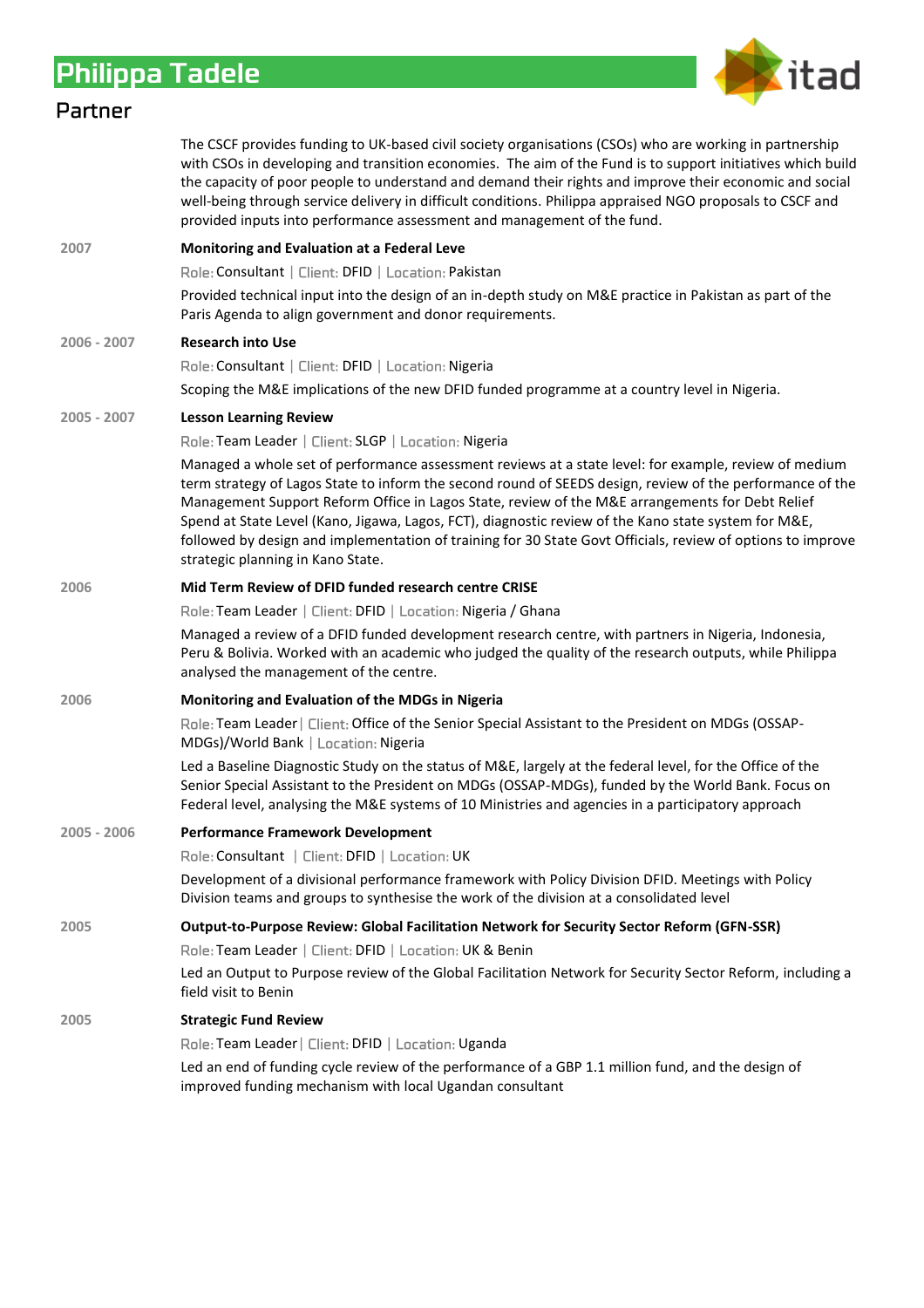# Philippa Tadele

## Partner

The CSCF provides funding to UK-based civil society organisations (CSOs) who are working in partnership with CSOs in developing and transition economies. The aim of the Fund is to support initiatives which build the capacity of poor people to understand and demand their rights and improve their economic and social well-being through service delivery in difficult conditions. Philippa appraised NGO proposals to CSCF and provided inputs into performance assessment and management of the fund.

**2007** — **Monitoring and Evaluation at a Federal Leve**

Role: Consultant | Client: DFID | Location: Pakistan

Provided technical input into the design of an in-depth study on M&E practice in Pakistan as part of the Paris Agenda to align government and donor requirements.

**2006 - 2007** — **Research into Use**

Role: Consultant | Client: DFID | Location: Nigeria

Scoping the M&E implications of the new DFID funded programme at a country level in Nigeria.

**2005 - 2007** — **Lesson Learning Review**

Role: Team Leader | Client: SLGP | Location: Nigeria

Managed a whole set of performance assessment reviews at a state level: for example, review of medium term strategy of Lagos State to inform the second round of SEEDS design, review of the performance of the Management Support Reform Office in Lagos State, review of the M&E arrangements for Debt Relief Spend at State Level (Kano, Jigawa, Lagos, FCT), diagnostic review of the Kano state system for M&E, followed by design and implementation of training for 30 State Govt Officials, review of options to improve strategic planning in Kano State.

**2006** — **Mid Term Review of DFID funded research centre CRISE**

Role: Team Leader | Client: DFID | Location: Nigeria / Ghana

Managed a review of a DFID funded development research centre, with partners in Nigeria, Indonesia, Peru & Bolivia. Worked with an academic who judged the quality of the research outputs, while Philippa analysed the management of the centre.

**2006** — **Monitoring and Evaluation of the MDGs in Nigeria**

Role: Team Leader | Client: Office of the Senior Special Assistant to the President on MDGs (OSSAP-MDGs)/World Bank | Location: Nigeria

Led a Baseline Diagnostic Study on the status of M&E, largely at the federal level, for the Office of the Senior Special Assistant to the President on MDGs (OSSAP-MDGs), funded by the World Bank. Focus on Federal level, analysing the M&E systems of 10 Ministries and agencies in a participatory approach

**2005 - 2006** — **Performance Framework Development**

Role: Consultant | Client: DFID | Location: UK

Development of a divisional performance framework with Policy Division DFID. Meetings with Policy Division teams and groups to synthesise the work of the division at a consolidated level

**2005** — **Output-to-Purpose Review: Global Facilitation Network for Security Sector Reform (GFN-SSR)**

Role: Team Leader | Client: DFID | Location: UK & Benin

Led an Output to Purpose review of the Global Facilitation Network for Security Sector Reform, including a field visit to Benin

**2005** — **Strategic Fund Review**

Role: Team Leader | Client: DFID | Location: Uganda

Led an end of funding cycle review of the performance of a GBP 1.1 million fund, and the design of improved funding mechanism with local Ugandan consultant